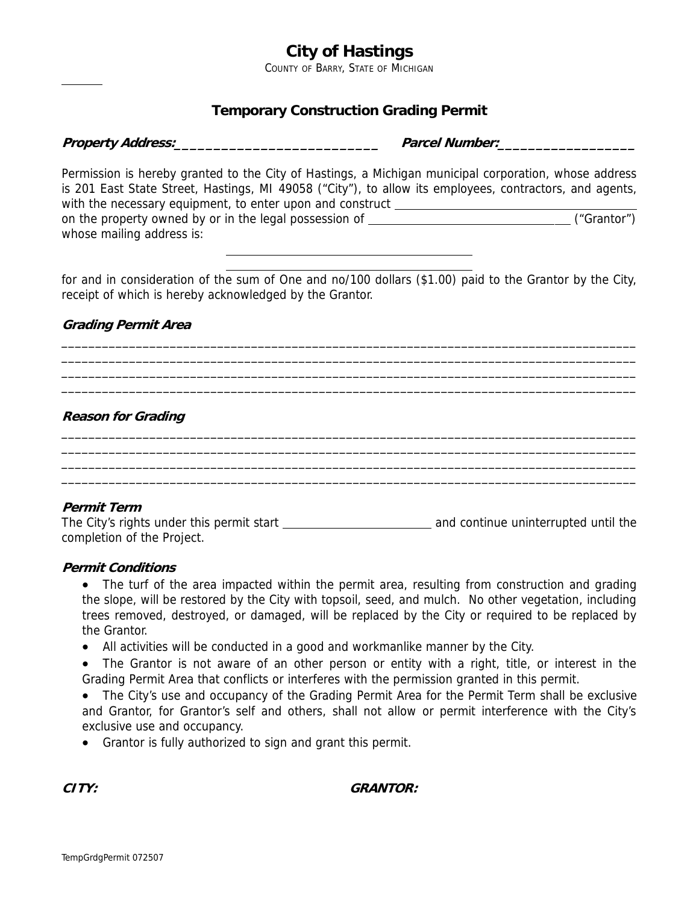# City of Hastings

COUNTY OF BARRY, STATE OF MICHIGAN

## Temporary Construction Grading Permit

***Property Address:___________________________*** ***Parcel Number:_________________***

Permission is hereby granted to the City of Hastings, a Michigan municipal corporation, whose address is 201 East State Street, Hastings, MI 49058 ("City"), to allow its employees, contractors, and agents, with the necessary equipment, to enter upon and construct ________________________________ on the property owned by or in the legal possession of ________________________________ ("Grantor") whose mailing address is:

________________________________

________________________________

for and in consideration of the sum of One and no/100 dollars ($1.00) paid to the Grantor by the City, receipt of which is hereby acknowledged by the Grantor.

***Grading Permit Area***

_______________________________________________________________________________________
_______________________________________________________________________________________
_______________________________________________________________________________________
_______________________________________________________________________________________

***Reason for Grading***

_______________________________________________________________________________________
_______________________________________________________________________________________
_______________________________________________________________________________________
_______________________________________________________________________________________

***Permit Term***

The City's rights under this permit start ________________________ and continue uninterrupted until the completion of the Project.

***Permit Conditions***

- The turf of the area impacted within the permit area, resulting from construction and grading the slope, will be restored by the City with topsoil, seed, and mulch. No other vegetation, including trees removed, destroyed, or damaged, will be replaced by the City or required to be replaced by the Grantor.
- All activities will be conducted in a good and workmanlike manner by the City.
- The Grantor is not aware of an other person or entity with a right, title, or interest in the Grading Permit Area that conflicts or interferes with the permission granted in this permit.
- The City's use and occupancy of the Grading Permit Area for the Permit Term shall be exclusive and Grantor, for Grantor's self and others, shall not allow or permit interference with the City's exclusive use and occupancy.
- Grantor is fully authorized to sign and grant this permit.

***CITY:*** ***GRANTOR:***

TempGrdgPermit 072507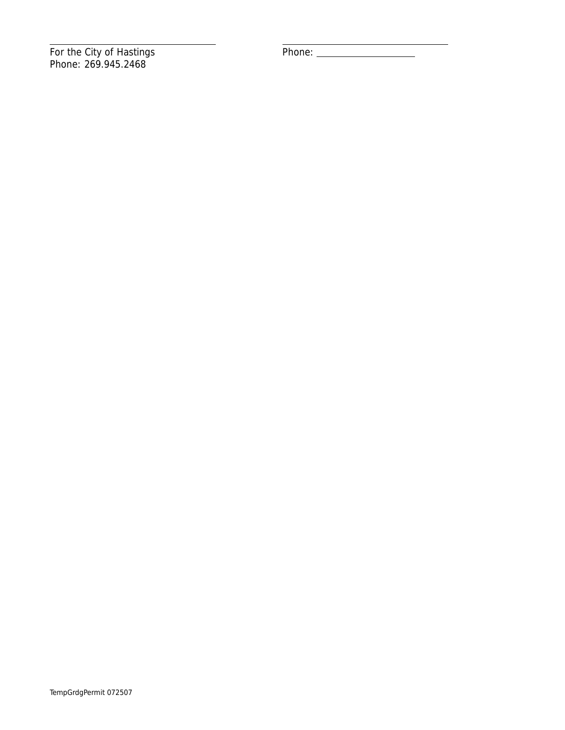\_\_\_\_\_\_\_\_\_\_\_\_\_\_\_\_\_\_\_\_\_\_\_\_\_\_\_\_\_\_\_\_
For the City of Hastings
Phone: 269.945.2468

\_\_\_\_\_\_\_\_\_\_\_\_\_\_\_\_\_\_\_\_\_\_\_\_\_\_\_\_\_\_\_\_
Phone: \_\_\_\_\_\_\_\_\_\_\_\_\_\_\_\_\_\_\_\_

TempGrdgPermit 072507